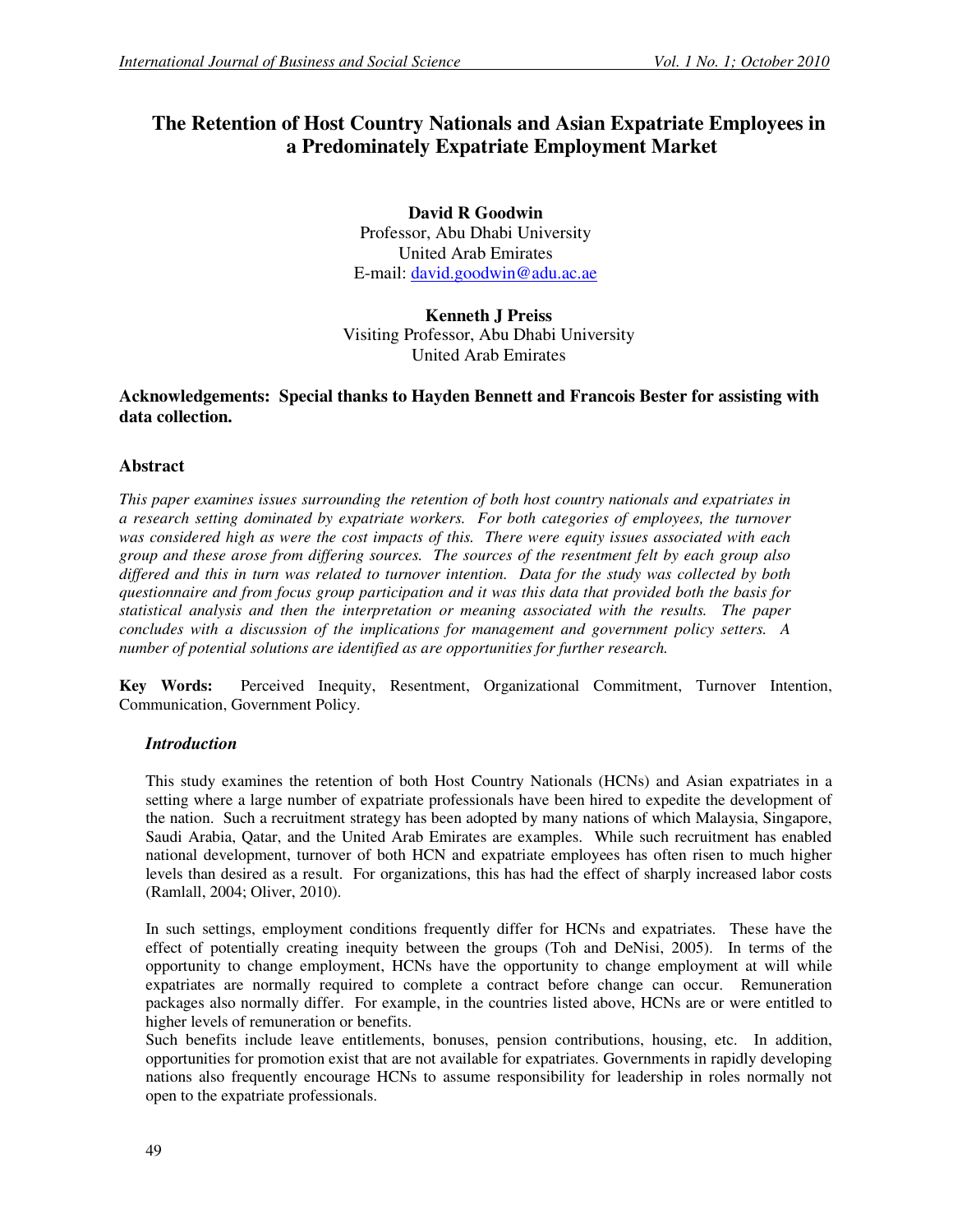# The Retention of Host Country Nationals and Asian Expatriate Employees in a Predominately Expatriate Employment Market

**David R Goodwin**
Professor, Abu Dhabi University
United Arab Emirates
E-mail: david.goodwin@adu.ac.ae

**Kenneth J Preiss**
Visiting Professor, Abu Dhabi University
United Arab Emirates

**Acknowledgements: Special thanks to Hayden Bennett and Francois Bester for assisting with data collection.**

## Abstract

*This paper examines issues surrounding the retention of both host country nationals and expatriates in a research setting dominated by expatriate workers. For both categories of employees, the turnover was considered high as were the cost impacts of this. There were equity issues associated with each group and these arose from differing sources. The sources of the resentment felt by each group also differed and this in turn was related to turnover intention. Data for the study was collected by both questionnaire and from focus group participation and it was this data that provided both the basis for statistical analysis and then the interpretation or meaning associated with the results. The paper concludes with a discussion of the implications for management and government policy setters. A number of potential solutions are identified as are opportunities for further research.*

**Key Words:** Perceived Inequity, Resentment, Organizational Commitment, Turnover Intention, Communication, Government Policy.

## *Introduction*

This study examines the retention of both Host Country Nationals (HCNs) and Asian expatriates in a setting where a large number of expatriate professionals have been hired to expedite the development of the nation. Such a recruitment strategy has been adopted by many nations of which Malaysia, Singapore, Saudi Arabia, Qatar, and the United Arab Emirates are examples. While such recruitment has enabled national development, turnover of both HCN and expatriate employees has often risen to much higher levels than desired as a result. For organizations, this has had the effect of sharply increased labor costs (Ramlall, 2004; Oliver, 2010).

In such settings, employment conditions frequently differ for HCNs and expatriates. These have the effect of potentially creating inequity between the groups (Toh and DeNisi, 2005). In terms of the opportunity to change employment, HCNs have the opportunity to change employment at will while expatriates are normally required to complete a contract before change can occur. Remuneration packages also normally differ. For example, in the countries listed above, HCNs are or were entitled to higher levels of remuneration or benefits.
Such benefits include leave entitlements, bonuses, pension contributions, housing, etc. In addition, opportunities for promotion exist that are not available for expatriates. Governments in rapidly developing nations also frequently encourage HCNs to assume responsibility for leadership in roles normally not open to the expatriate professionals.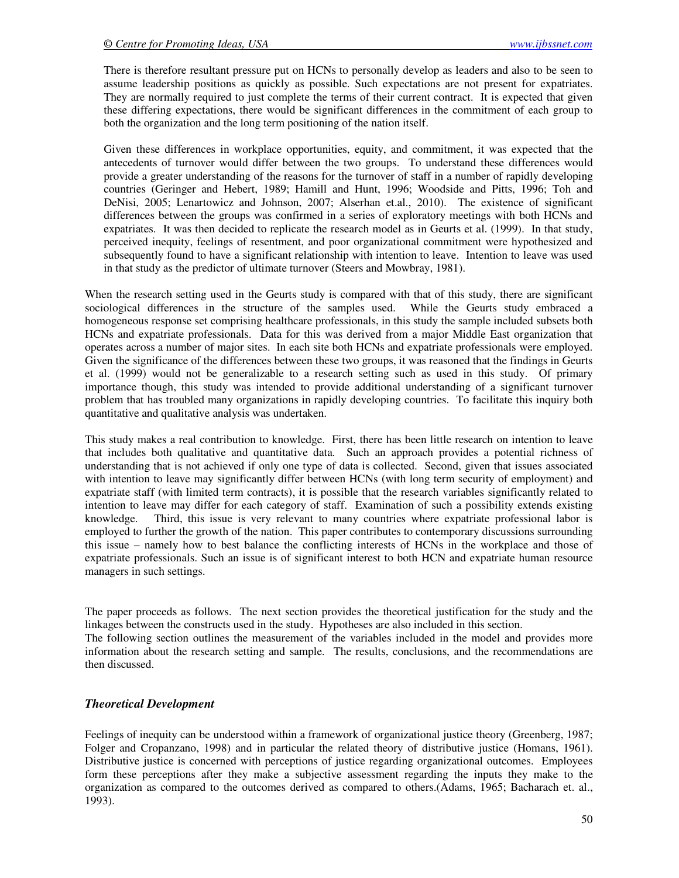There is therefore resultant pressure put on HCNs to personally develop as leaders and also to be seen to assume leadership positions as quickly as possible. Such expectations are not present for expatriates. They are normally required to just complete the terms of their current contract. It is expected that given these differing expectations, there would be significant differences in the commitment of each group to both the organization and the long term positioning of the nation itself.

Given these differences in workplace opportunities, equity, and commitment, it was expected that the antecedents of turnover would differ between the two groups. To understand these differences would provide a greater understanding of the reasons for the turnover of staff in a number of rapidly developing countries (Geringer and Hebert, 1989; Hamill and Hunt, 1996; Woodside and Pitts, 1996; Toh and DeNisi, 2005; Lenartowicz and Johnson, 2007; Alserhan et.al., 2010). The existence of significant differences between the groups was confirmed in a series of exploratory meetings with both HCNs and expatriates. It was then decided to replicate the research model as in Geurts et al. (1999). In that study, perceived inequity, feelings of resentment, and poor organizational commitment were hypothesized and subsequently found to have a significant relationship with intention to leave. Intention to leave was used in that study as the predictor of ultimate turnover (Steers and Mowbray, 1981).

When the research setting used in the Geurts study is compared with that of this study, there are significant sociological differences in the structure of the samples used. While the Geurts study embraced a homogeneous response set comprising healthcare professionals, in this study the sample included subsets both HCNs and expatriate professionals. Data for this was derived from a major Middle East organization that operates across a number of major sites. In each site both HCNs and expatriate professionals were employed. Given the significance of the differences between these two groups, it was reasoned that the findings in Geurts et al. (1999) would not be generalizable to a research setting such as used in this study. Of primary importance though, this study was intended to provide additional understanding of a significant turnover problem that has troubled many organizations in rapidly developing countries. To facilitate this inquiry both quantitative and qualitative analysis was undertaken.

This study makes a real contribution to knowledge. First, there has been little research on intention to leave that includes both qualitative and quantitative data. Such an approach provides a potential richness of understanding that is not achieved if only one type of data is collected. Second, given that issues associated with intention to leave may significantly differ between HCNs (with long term security of employment) and expatriate staff (with limited term contracts), it is possible that the research variables significantly related to intention to leave may differ for each category of staff. Examination of such a possibility extends existing knowledge. Third, this issue is very relevant to many countries where expatriate professional labor is employed to further the growth of the nation. This paper contributes to contemporary discussions surrounding this issue – namely how to best balance the conflicting interests of HCNs in the workplace and those of expatriate professionals. Such an issue is of significant interest to both HCN and expatriate human resource managers in such settings.

The paper proceeds as follows. The next section provides the theoretical justification for the study and the linkages between the constructs used in the study. Hypotheses are also included in this section.
The following section outlines the measurement of the variables included in the model and provides more information about the research setting and sample. The results, conclusions, and the recommendations are then discussed.

## *Theoretical Development*

Feelings of inequity can be understood within a framework of organizational justice theory (Greenberg, 1987; Folger and Cropanzano, 1998) and in particular the related theory of distributive justice (Homans, 1961). Distributive justice is concerned with perceptions of justice regarding organizational outcomes. Employees form these perceptions after they make a subjective assessment regarding the inputs they make to the organization as compared to the outcomes derived as compared to others.(Adams, 1965; Bacharach et. al., 1993).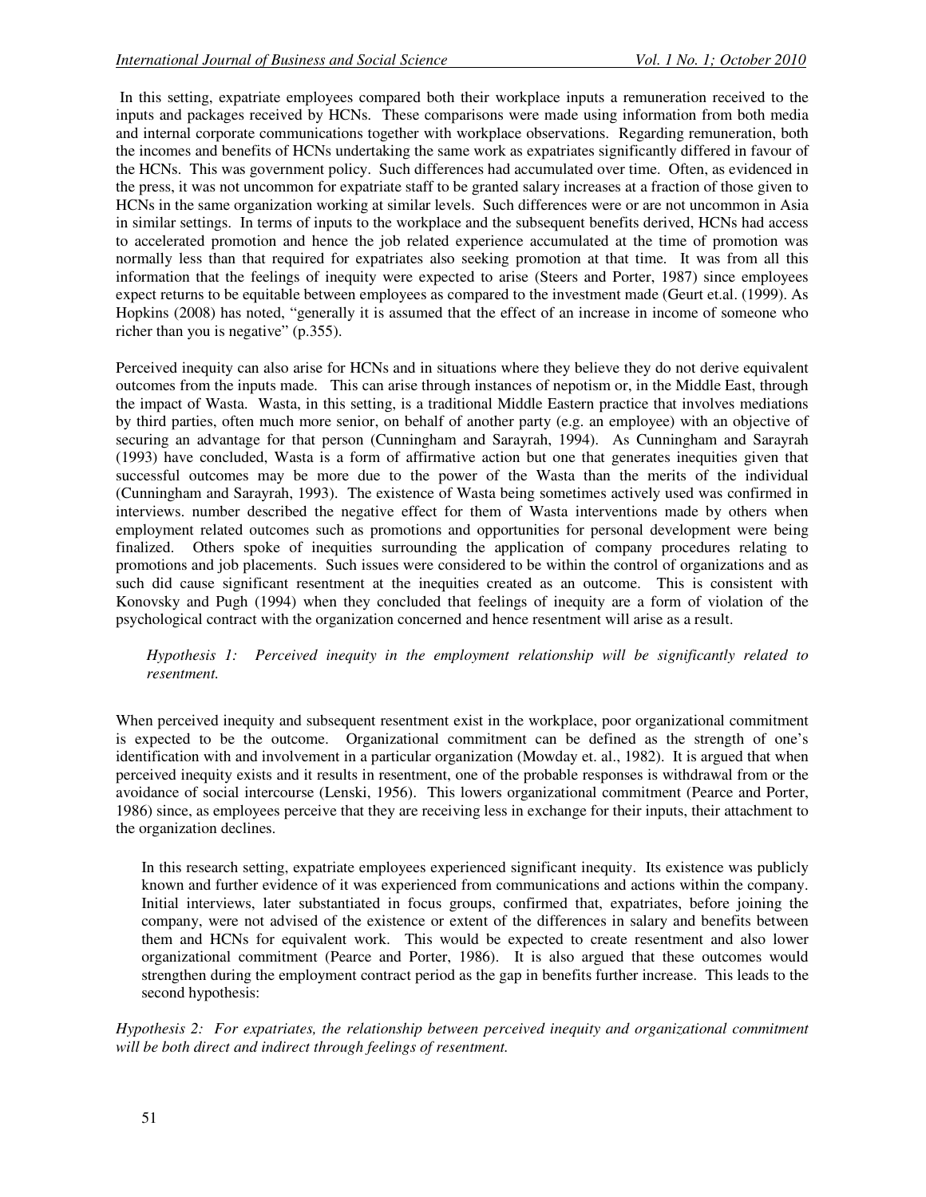In this setting, expatriate employees compared both their workplace inputs a remuneration received to the inputs and packages received by HCNs. These comparisons were made using information from both media and internal corporate communications together with workplace observations. Regarding remuneration, both the incomes and benefits of HCNs undertaking the same work as expatriates significantly differed in favour of the HCNs. This was government policy. Such differences had accumulated over time. Often, as evidenced in the press, it was not uncommon for expatriate staff to be granted salary increases at a fraction of those given to HCNs in the same organization working at similar levels. Such differences were or are not uncommon in Asia in similar settings. In terms of inputs to the workplace and the subsequent benefits derived, HCNs had access to accelerated promotion and hence the job related experience accumulated at the time of promotion was normally less than that required for expatriates also seeking promotion at that time. It was from all this information that the feelings of inequity were expected to arise (Steers and Porter, 1987) since employees expect returns to be equitable between employees as compared to the investment made (Geurt et.al. (1999). As Hopkins (2008) has noted, "generally it is assumed that the effect of an increase in income of someone who richer than you is negative" (p.355).

Perceived inequity can also arise for HCNs and in situations where they believe they do not derive equivalent outcomes from the inputs made. This can arise through instances of nepotism or, in the Middle East, through the impact of Wasta. Wasta, in this setting, is a traditional Middle Eastern practice that involves mediations by third parties, often much more senior, on behalf of another party (e.g. an employee) with an objective of securing an advantage for that person (Cunningham and Sarayrah, 1994). As Cunningham and Sarayrah (1993) have concluded, Wasta is a form of affirmative action but one that generates inequities given that successful outcomes may be more due to the power of the Wasta than the merits of the individual (Cunningham and Sarayrah, 1993). The existence of Wasta being sometimes actively used was confirmed in interviews. number described the negative effect for them of Wasta interventions made by others when employment related outcomes such as promotions and opportunities for personal development were being finalized. Others spoke of inequities surrounding the application of company procedures relating to promotions and job placements. Such issues were considered to be within the control of organizations and as such did cause significant resentment at the inequities created as an outcome. This is consistent with Konovsky and Pugh (1994) when they concluded that feelings of inequity are a form of violation of the psychological contract with the organization concerned and hence resentment will arise as a result.

*Hypothesis 1: Perceived inequity in the employment relationship will be significantly related to resentment.*

When perceived inequity and subsequent resentment exist in the workplace, poor organizational commitment is expected to be the outcome. Organizational commitment can be defined as the strength of one's identification with and involvement in a particular organization (Mowday et. al., 1982). It is argued that when perceived inequity exists and it results in resentment, one of the probable responses is withdrawal from or the avoidance of social intercourse (Lenski, 1956). This lowers organizational commitment (Pearce and Porter, 1986) since, as employees perceive that they are receiving less in exchange for their inputs, their attachment to the organization declines.

In this research setting, expatriate employees experienced significant inequity. Its existence was publicly known and further evidence of it was experienced from communications and actions within the company. Initial interviews, later substantiated in focus groups, confirmed that, expatriates, before joining the company, were not advised of the existence or extent of the differences in salary and benefits between them and HCNs for equivalent work. This would be expected to create resentment and also lower organizational commitment (Pearce and Porter, 1986). It is also argued that these outcomes would strengthen during the employment contract period as the gap in benefits further increase. This leads to the second hypothesis:

*Hypothesis 2: For expatriates, the relationship between perceived inequity and organizational commitment will be both direct and indirect through feelings of resentment.*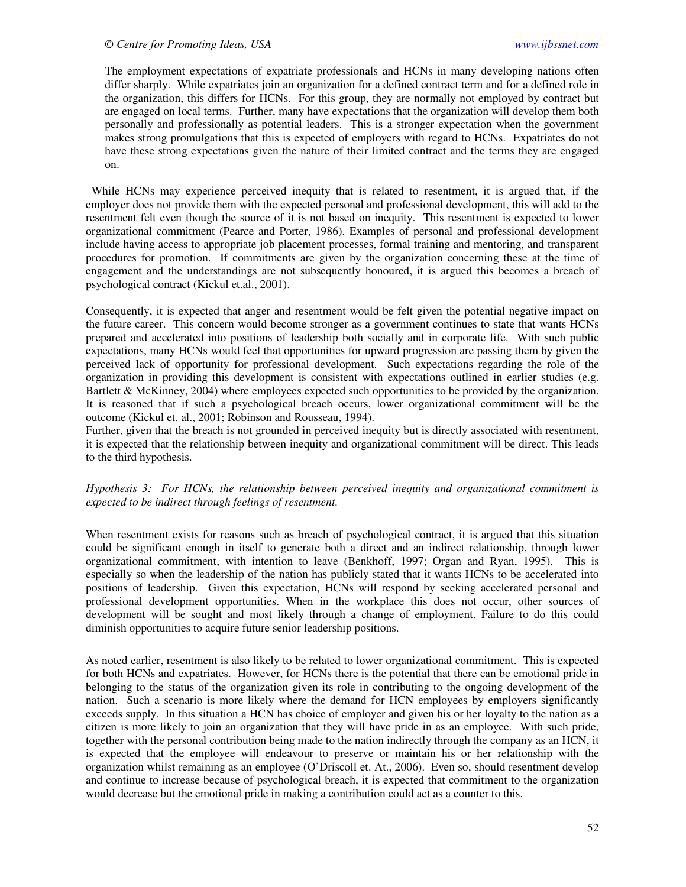The employment expectations of expatriate professionals and HCNs in many developing nations often differ sharply. While expatriates join an organization for a defined contract term and for a defined role in the organization, this differs for HCNs. For this group, they are normally not employed by contract but are engaged on local terms. Further, many have expectations that the organization will develop them both personally and professionally as potential leaders. This is a stronger expectation when the government makes strong promulgations that this is expected of employers with regard to HCNs. Expatriates do not have these strong expectations given the nature of their limited contract and the terms they are engaged on.

While HCNs may experience perceived inequity that is related to resentment, it is argued that, if the employer does not provide them with the expected personal and professional development, this will add to the resentment felt even though the source of it is not based on inequity. This resentment is expected to lower organizational commitment (Pearce and Porter, 1986). Examples of personal and professional development include having access to appropriate job placement processes, formal training and mentoring, and transparent procedures for promotion. If commitments are given by the organization concerning these at the time of engagement and the understandings are not subsequently honoured, it is argued this becomes a breach of psychological contract (Kickul et.al., 2001).

Consequently, it is expected that anger and resentment would be felt given the potential negative impact on the future career. This concern would become stronger as a government continues to state that wants HCNs prepared and accelerated into positions of leadership both socially and in corporate life. With such public expectations, many HCNs would feel that opportunities for upward progression are passing them by given the perceived lack of opportunity for professional development. Such expectations regarding the role of the organization in providing this development is consistent with expectations outlined in earlier studies (e.g. Bartlett & McKinney, 2004) where employees expected such opportunities to be provided by the organization. It is reasoned that if such a psychological breach occurs, lower organizational commitment will be the outcome (Kickul et. al., 2001; Robinson and Rousseau, 1994).
Further, given that the breach is not grounded in perceived inequity but is directly associated with resentment, it is expected that the relationship between inequity and organizational commitment will be direct. This leads to the third hypothesis.

*Hypothesis 3: For HCNs, the relationship between perceived inequity and organizational commitment is expected to be indirect through feelings of resentment.*

When resentment exists for reasons such as breach of psychological contract, it is argued that this situation could be significant enough in itself to generate both a direct and an indirect relationship, through lower organizational commitment, with intention to leave (Benkhoff, 1997; Organ and Ryan, 1995). This is especially so when the leadership of the nation has publicly stated that it wants HCNs to be accelerated into positions of leadership. Given this expectation, HCNs will respond by seeking accelerated personal and professional development opportunities. When in the workplace this does not occur, other sources of development will be sought and most likely through a change of employment. Failure to do this could diminish opportunities to acquire future senior leadership positions.

As noted earlier, resentment is also likely to be related to lower organizational commitment. This is expected for both HCNs and expatriates. However, for HCNs there is the potential that there can be emotional pride in belonging to the status of the organization given its role in contributing to the ongoing development of the nation. Such a scenario is more likely where the demand for HCN employees by employers significantly exceeds supply. In this situation a HCN has choice of employer and given his or her loyalty to the nation as a citizen is more likely to join an organization that they will have pride in as an employee. With such pride, together with the personal contribution being made to the nation indirectly through the company as an HCN, it is expected that the employee will endeavour to preserve or maintain his or her relationship with the organization whilst remaining as an employee (O'Driscoll et. At., 2006). Even so, should resentment develop and continue to increase because of psychological breach, it is expected that commitment to the organization would decrease but the emotional pride in making a contribution could act as a counter to this.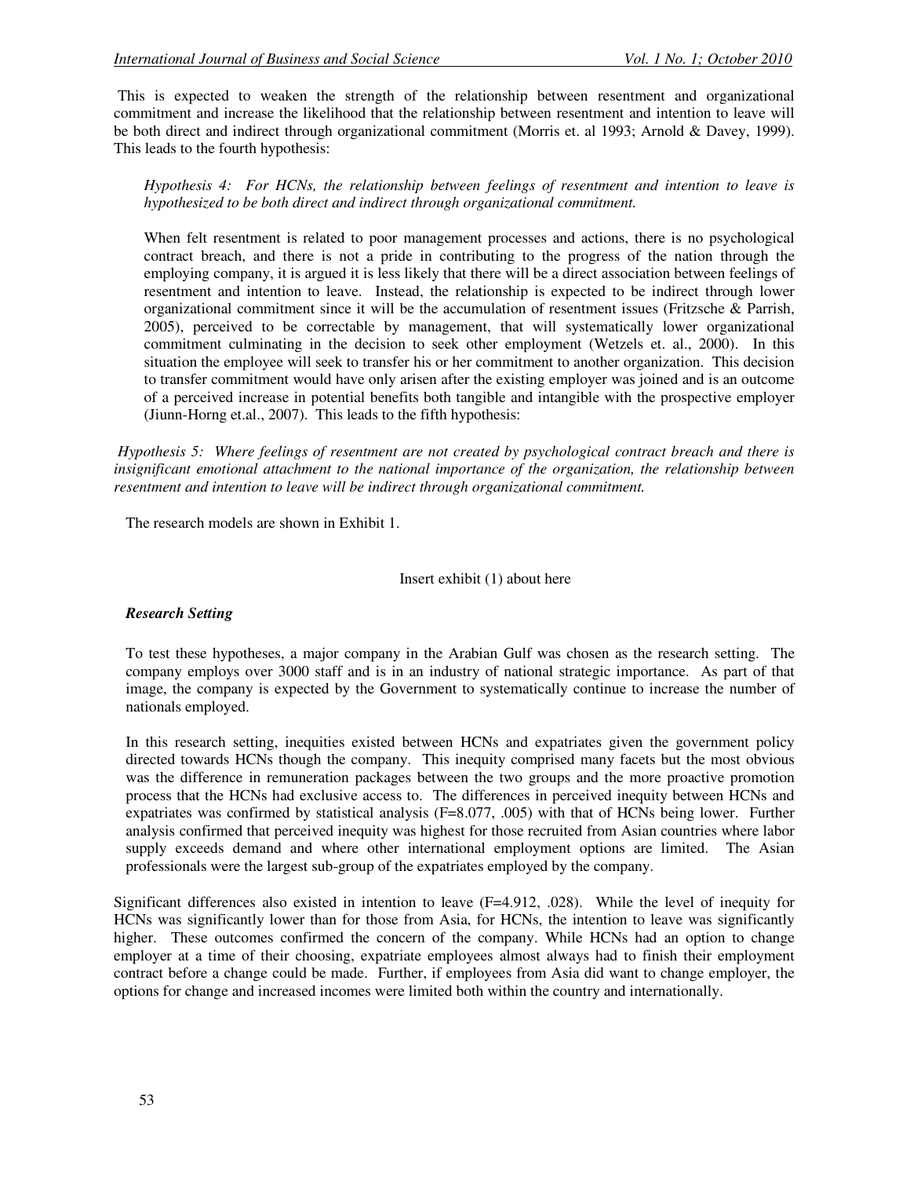This is expected to weaken the strength of the relationship between resentment and organizational commitment and increase the likelihood that the relationship between resentment and intention to leave will be both direct and indirect through organizational commitment (Morris et. al 1993; Arnold & Davey, 1999). This leads to the fourth hypothesis:

*Hypothesis 4: For HCNs, the relationship between feelings of resentment and intention to leave is hypothesized to be both direct and indirect through organizational commitment.*

When felt resentment is related to poor management processes and actions, there is no psychological contract breach, and there is not a pride in contributing to the progress of the nation through the employing company, it is argued it is less likely that there will be a direct association between feelings of resentment and intention to leave. Instead, the relationship is expected to be indirect through lower organizational commitment since it will be the accumulation of resentment issues (Fritzsche & Parrish, 2005), perceived to be correctable by management, that will systematically lower organizational commitment culminating in the decision to seek other employment (Wetzels et. al., 2000). In this situation the employee will seek to transfer his or her commitment to another organization. This decision to transfer commitment would have only arisen after the existing employer was joined and is an outcome of a perceived increase in potential benefits both tangible and intangible with the prospective employer (Jiunn-Horng et.al., 2007). This leads to the fifth hypothesis:

*Hypothesis 5: Where feelings of resentment are not created by psychological contract breach and there is insignificant emotional attachment to the national importance of the organization, the relationship between resentment and intention to leave will be indirect through organizational commitment.*

The research models are shown in Exhibit 1.

Insert exhibit (1) about here

### *Research Setting*

To test these hypotheses, a major company in the Arabian Gulf was chosen as the research setting. The company employs over 3000 staff and is in an industry of national strategic importance. As part of that image, the company is expected by the Government to systematically continue to increase the number of nationals employed.

In this research setting, inequities existed between HCNs and expatriates given the government policy directed towards HCNs though the company. This inequity comprised many facets but the most obvious was the difference in remuneration packages between the two groups and the more proactive promotion process that the HCNs had exclusive access to. The differences in perceived inequity between HCNs and expatriates was confirmed by statistical analysis ($F=8.077$, .005) with that of HCNs being lower. Further analysis confirmed that perceived inequity was highest for those recruited from Asian countries where labor supply exceeds demand and where other international employment options are limited. The Asian professionals were the largest sub-group of the expatriates employed by the company.

Significant differences also existed in intention to leave ($F=4.912$, .028). While the level of inequity for HCNs was significantly lower than for those from Asia, for HCNs, the intention to leave was significantly higher. These outcomes confirmed the concern of the company. While HCNs had an option to change employer at a time of their choosing, expatriate employees almost always had to finish their employment contract before a change could be made. Further, if employees from Asia did want to change employer, the options for change and increased incomes were limited both within the country and internationally.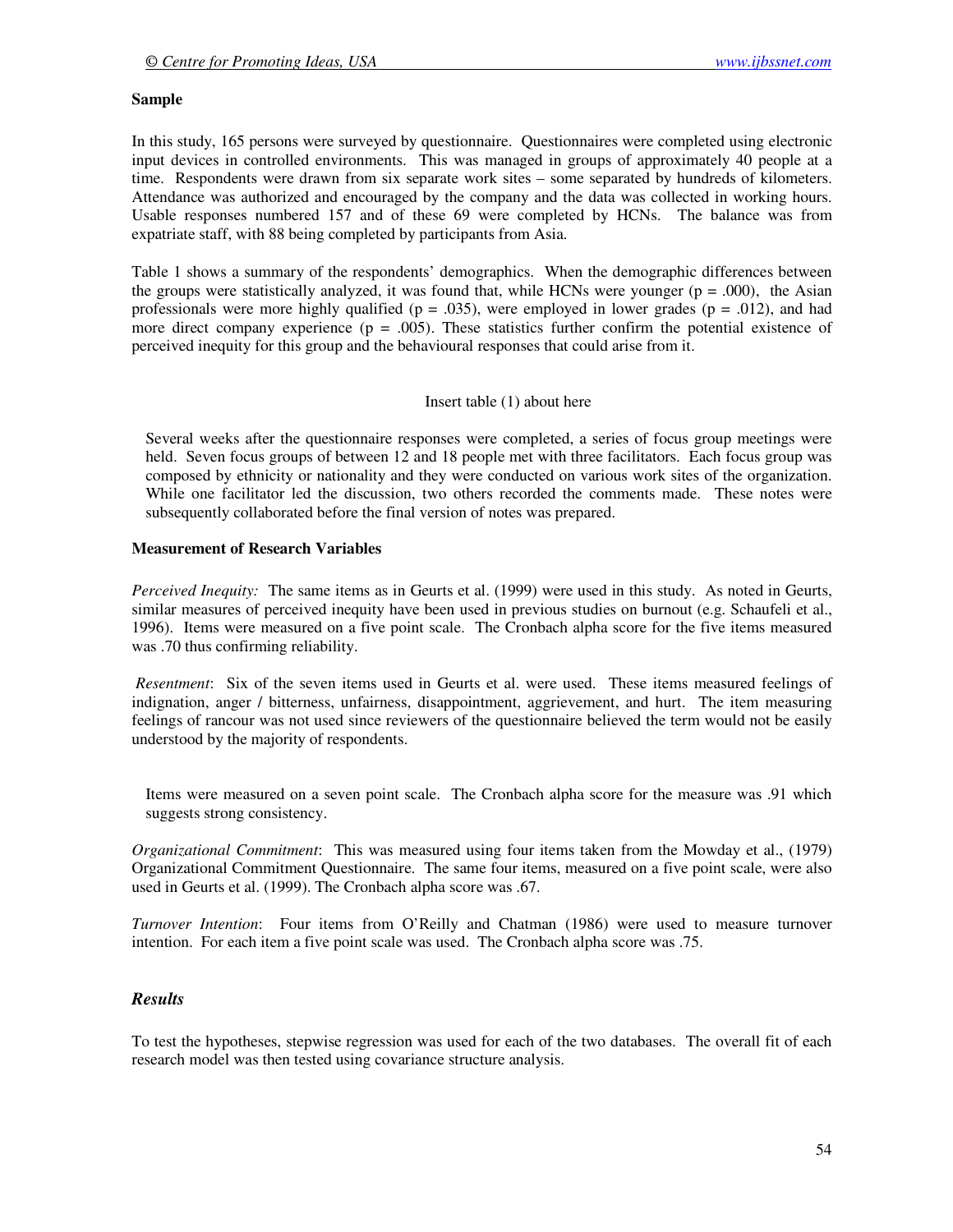**Sample**

In this study, 165 persons were surveyed by questionnaire. Questionnaires were completed using electronic input devices in controlled environments. This was managed in groups of approximately 40 people at a time. Respondents were drawn from six separate work sites – some separated by hundreds of kilometers. Attendance was authorized and encouraged by the company and the data was collected in working hours. Usable responses numbered 157 and of these 69 were completed by HCNs. The balance was from expatriate staff, with 88 being completed by participants from Asia.

Table 1 shows a summary of the respondents' demographics. When the demographic differences between the groups were statistically analyzed, it was found that, while HCNs were younger ($p = .000$), the Asian professionals were more highly qualified ($p = .035$), were employed in lower grades ($p = .012$), and had more direct company experience ($p = .005$). These statistics further confirm the potential existence of perceived inequity for this group and the behavioural responses that could arise from it.

Insert table (1) about here

Several weeks after the questionnaire responses were completed, a series of focus group meetings were held. Seven focus groups of between 12 and 18 people met with three facilitators. Each focus group was composed by ethnicity or nationality and they were conducted on various work sites of the organization. While one facilitator led the discussion, two others recorded the comments made. These notes were subsequently collaborated before the final version of notes was prepared.

**Measurement of Research Variables**

*Perceived Inequity:* The same items as in Geurts et al. (1999) were used in this study. As noted in Geurts, similar measures of perceived inequity have been used in previous studies on burnout (e.g. Schaufeli et al., 1996). Items were measured on a five point scale. The Cronbach alpha score for the five items measured was .70 thus confirming reliability.

*Resentment*: Six of the seven items used in Geurts et al. were used. These items measured feelings of indignation, anger / bitterness, unfairness, disappointment, aggrievement, and hurt. The item measuring feelings of rancour was not used since reviewers of the questionnaire believed the term would not be easily understood by the majority of respondents.

Items were measured on a seven point scale. The Cronbach alpha score for the measure was .91 which suggests strong consistency.

*Organizational Commitment*: This was measured using four items taken from the Mowday et al., (1979) Organizational Commitment Questionnaire. The same four items, measured on a five point scale, were also used in Geurts et al. (1999). The Cronbach alpha score was .67.

*Turnover Intention*: Four items from O'Reilly and Chatman (1986) were used to measure turnover intention. For each item a five point scale was used. The Cronbach alpha score was .75.

## *Results*

To test the hypotheses, stepwise regression was used for each of the two databases. The overall fit of each research model was then tested using covariance structure analysis.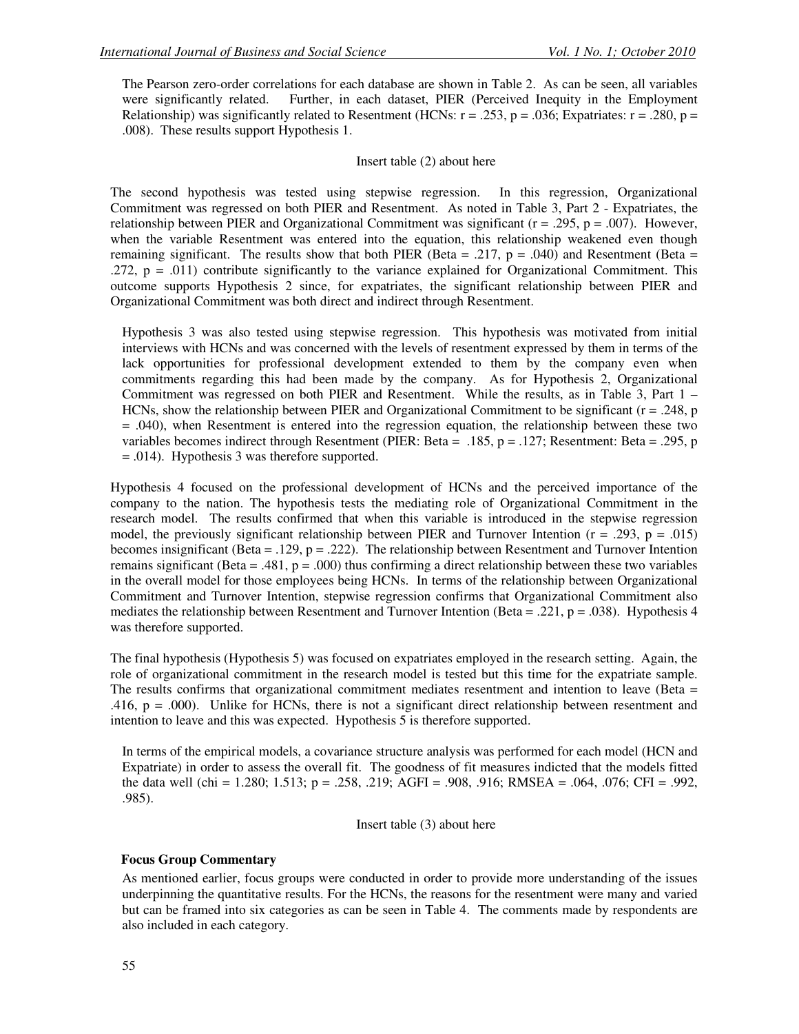The Pearson zero-order correlations for each database are shown in Table 2. As can be seen, all variables were significantly related. Further, in each dataset, PIER (Perceived Inequity in the Employment Relationship) was significantly related to Resentment (HCNs: $r = .253$, $p = .036$; Expatriates: $r = .280$, $p = .008$). These results support Hypothesis 1.

Insert table (2) about here

The second hypothesis was tested using stepwise regression. In this regression, Organizational Commitment was regressed on both PIER and Resentment. As noted in Table 3, Part 2 - Expatriates, the relationship between PIER and Organizational Commitment was significant ($r = .295$, $p = .007$). However, when the variable Resentment was entered into the equation, this relationship weakened even though remaining significant. The results show that both PIER (Beta = .217, $p = .040$) and Resentment (Beta = .272, $p = .011$) contribute significantly to the variance explained for Organizational Commitment. This outcome supports Hypothesis 2 since, for expatriates, the significant relationship between PIER and Organizational Commitment was both direct and indirect through Resentment.

Hypothesis 3 was also tested using stepwise regression. This hypothesis was motivated from initial interviews with HCNs and was concerned with the levels of resentment expressed by them in terms of the lack opportunities for professional development extended to them by the company even when commitments regarding this had been made by the company. As for Hypothesis 2, Organizational Commitment was regressed on both PIER and Resentment. While the results, as in Table 3, Part 1 – HCNs, show the relationship between PIER and Organizational Commitment to be significant ($r = .248$, $p = .040$), when Resentment is entered into the regression equation, the relationship between these two variables becomes indirect through Resentment (PIER: Beta = .185, $p = .127$; Resentment: Beta = .295, $p = .014$). Hypothesis 3 was therefore supported.

Hypothesis 4 focused on the professional development of HCNs and the perceived importance of the company to the nation. The hypothesis tests the mediating role of Organizational Commitment in the research model. The results confirmed that when this variable is introduced in the stepwise regression model, the previously significant relationship between PIER and Turnover Intention ($r = .293$, $p = .015$) becomes insignificant (Beta = .129, $p = .222$). The relationship between Resentment and Turnover Intention remains significant (Beta = .481, $p = .000$) thus confirming a direct relationship between these two variables in the overall model for those employees being HCNs. In terms of the relationship between Organizational Commitment and Turnover Intention, stepwise regression confirms that Organizational Commitment also mediates the relationship between Resentment and Turnover Intention (Beta = .221, $p = .038$). Hypothesis 4 was therefore supported.

The final hypothesis (Hypothesis 5) was focused on expatriates employed in the research setting. Again, the role of organizational commitment in the research model is tested but this time for the expatriate sample. The results confirms that organizational commitment mediates resentment and intention to leave (Beta = .416, $p = .000$). Unlike for HCNs, there is not a significant direct relationship between resentment and intention to leave and this was expected. Hypothesis 5 is therefore supported.

In terms of the empirical models, a covariance structure analysis was performed for each model (HCN and Expatriate) in order to assess the overall fit. The goodness of fit measures indicted that the models fitted the data well (chi = 1.280; 1.513; $p = .258$, .219; AGFI = .908, .916; RMSEA = .064, .076; CFI = .992, .985).

Insert table (3) about here

**Focus Group Commentary**

As mentioned earlier, focus groups were conducted in order to provide more understanding of the issues underpinning the quantitative results. For the HCNs, the reasons for the resentment were many and varied but can be framed into six categories as can be seen in Table 4. The comments made by respondents are also included in each category.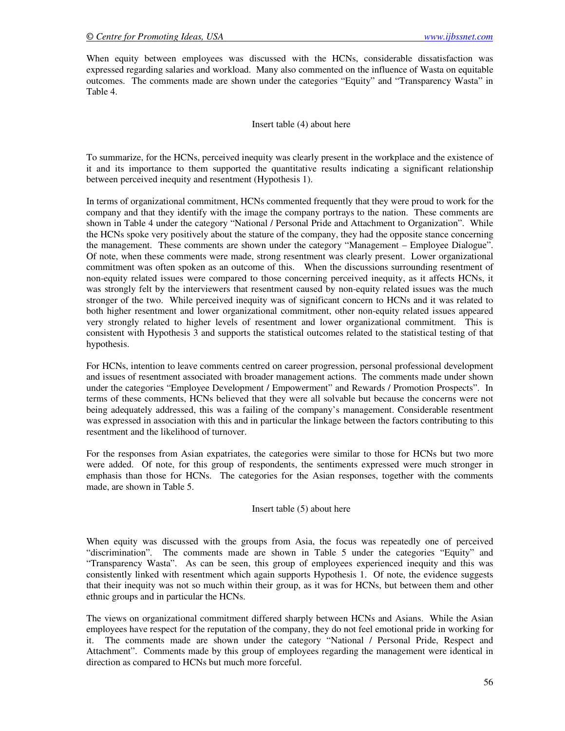When equity between employees was discussed with the HCNs, considerable dissatisfaction was expressed regarding salaries and workload. Many also commented on the influence of Wasta on equitable outcomes. The comments made are shown under the categories "Equity" and "Transparency Wasta" in Table 4.

Insert table (4) about here

To summarize, for the HCNs, perceived inequity was clearly present in the workplace and the existence of it and its importance to them supported the quantitative results indicating a significant relationship between perceived inequity and resentment (Hypothesis 1).

In terms of organizational commitment, HCNs commented frequently that they were proud to work for the company and that they identify with the image the company portrays to the nation. These comments are shown in Table 4 under the category "National / Personal Pride and Attachment to Organization". While the HCNs spoke very positively about the stature of the company, they had the opposite stance concerning the management. These comments are shown under the category "Management – Employee Dialogue". Of note, when these comments were made, strong resentment was clearly present. Lower organizational commitment was often spoken as an outcome of this. When the discussions surrounding resentment of non-equity related issues were compared to those concerning perceived inequity, as it affects HCNs, it was strongly felt by the interviewers that resentment caused by non-equity related issues was the much stronger of the two. While perceived inequity was of significant concern to HCNs and it was related to both higher resentment and lower organizational commitment, other non-equity related issues appeared very strongly related to higher levels of resentment and lower organizational commitment. This is consistent with Hypothesis 3 and supports the statistical outcomes related to the statistical testing of that hypothesis.

For HCNs, intention to leave comments centred on career progression, personal professional development and issues of resentment associated with broader management actions. The comments made under shown under the categories "Employee Development / Empowerment" and Rewards / Promotion Prospects". In terms of these comments, HCNs believed that they were all solvable but because the concerns were not being adequately addressed, this was a failing of the company's management. Considerable resentment was expressed in association with this and in particular the linkage between the factors contributing to this resentment and the likelihood of turnover.

For the responses from Asian expatriates, the categories were similar to those for HCNs but two more were added. Of note, for this group of respondents, the sentiments expressed were much stronger in emphasis than those for HCNs. The categories for the Asian responses, together with the comments made, are shown in Table 5.

Insert table (5) about here

When equity was discussed with the groups from Asia, the focus was repeatedly one of perceived "discrimination". The comments made are shown in Table 5 under the categories "Equity" and "Transparency Wasta". As can be seen, this group of employees experienced inequity and this was consistently linked with resentment which again supports Hypothesis 1. Of note, the evidence suggests that their inequity was not so much within their group, as it was for HCNs, but between them and other ethnic groups and in particular the HCNs.

The views on organizational commitment differed sharply between HCNs and Asians. While the Asian employees have respect for the reputation of the company, they do not feel emotional pride in working for it. The comments made are shown under the category "National / Personal Pride, Respect and Attachment". Comments made by this group of employees regarding the management were identical in direction as compared to HCNs but much more forceful.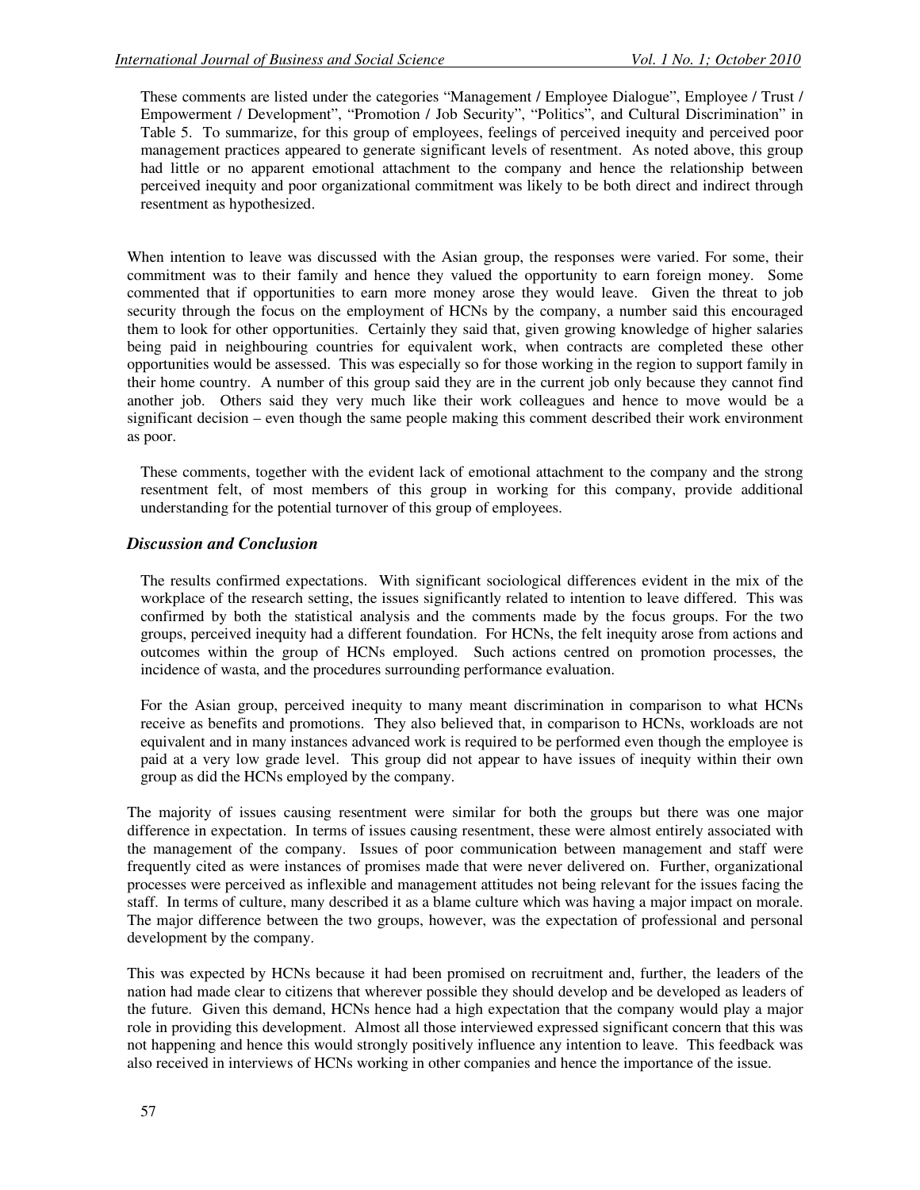These comments are listed under the categories "Management / Employee Dialogue", Employee / Trust / Empowerment / Development", "Promotion / Job Security", "Politics", and Cultural Discrimination" in Table 5. To summarize, for this group of employees, feelings of perceived inequity and perceived poor management practices appeared to generate significant levels of resentment. As noted above, this group had little or no apparent emotional attachment to the company and hence the relationship between perceived inequity and poor organizational commitment was likely to be both direct and indirect through resentment as hypothesized.

When intention to leave was discussed with the Asian group, the responses were varied. For some, their commitment was to their family and hence they valued the opportunity to earn foreign money. Some commented that if opportunities to earn more money arose they would leave. Given the threat to job security through the focus on the employment of HCNs by the company, a number said this encouraged them to look for other opportunities. Certainly they said that, given growing knowledge of higher salaries being paid in neighbouring countries for equivalent work, when contracts are completed these other opportunities would be assessed. This was especially so for those working in the region to support family in their home country. A number of this group said they are in the current job only because they cannot find another job. Others said they very much like their work colleagues and hence to move would be a significant decision – even though the same people making this comment described their work environment as poor.

These comments, together with the evident lack of emotional attachment to the company and the strong resentment felt, of most members of this group in working for this company, provide additional understanding for the potential turnover of this group of employees.

## *Discussion and Conclusion*

The results confirmed expectations. With significant sociological differences evident in the mix of the workplace of the research setting, the issues significantly related to intention to leave differed. This was confirmed by both the statistical analysis and the comments made by the focus groups. For the two groups, perceived inequity had a different foundation. For HCNs, the felt inequity arose from actions and outcomes within the group of HCNs employed. Such actions centred on promotion processes, the incidence of wasta, and the procedures surrounding performance evaluation.

For the Asian group, perceived inequity to many meant discrimination in comparison to what HCNs receive as benefits and promotions. They also believed that, in comparison to HCNs, workloads are not equivalent and in many instances advanced work is required to be performed even though the employee is paid at a very low grade level. This group did not appear to have issues of inequity within their own group as did the HCNs employed by the company.

The majority of issues causing resentment were similar for both the groups but there was one major difference in expectation. In terms of issues causing resentment, these were almost entirely associated with the management of the company. Issues of poor communication between management and staff were frequently cited as were instances of promises made that were never delivered on. Further, organizational processes were perceived as inflexible and management attitudes not being relevant for the issues facing the staff. In terms of culture, many described it as a blame culture which was having a major impact on morale. The major difference between the two groups, however, was the expectation of professional and personal development by the company.

This was expected by HCNs because it had been promised on recruitment and, further, the leaders of the nation had made clear to citizens that wherever possible they should develop and be developed as leaders of the future. Given this demand, HCNs hence had a high expectation that the company would play a major role in providing this development. Almost all those interviewed expressed significant concern that this was not happening and hence this would strongly positively influence any intention to leave. This feedback was also received in interviews of HCNs working in other companies and hence the importance of the issue.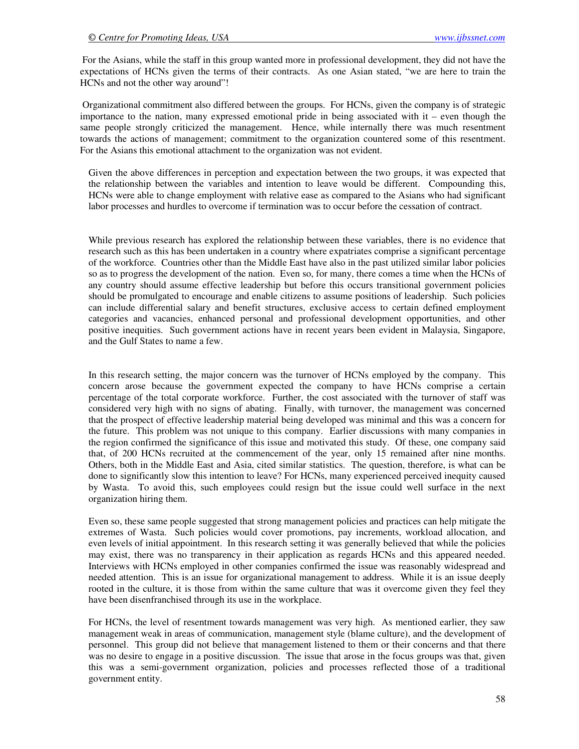For the Asians, while the staff in this group wanted more in professional development, they did not have the expectations of HCNs given the terms of their contracts. As one Asian stated, "we are here to train the HCNs and not the other way around"!

Organizational commitment also differed between the groups. For HCNs, given the company is of strategic importance to the nation, many expressed emotional pride in being associated with it – even though the same people strongly criticized the management. Hence, while internally there was much resentment towards the actions of management; commitment to the organization countered some of this resentment. For the Asians this emotional attachment to the organization was not evident.

Given the above differences in perception and expectation between the two groups, it was expected that the relationship between the variables and intention to leave would be different. Compounding this, HCNs were able to change employment with relative ease as compared to the Asians who had significant labor processes and hurdles to overcome if termination was to occur before the cessation of contract.

While previous research has explored the relationship between these variables, there is no evidence that research such as this has been undertaken in a country where expatriates comprise a significant percentage of the workforce. Countries other than the Middle East have also in the past utilized similar labor policies so as to progress the development of the nation. Even so, for many, there comes a time when the HCNs of any country should assume effective leadership but before this occurs transitional government policies should be promulgated to encourage and enable citizens to assume positions of leadership. Such policies can include differential salary and benefit structures, exclusive access to certain defined employment categories and vacancies, enhanced personal and professional development opportunities, and other positive inequities. Such government actions have in recent years been evident in Malaysia, Singapore, and the Gulf States to name a few.

In this research setting, the major concern was the turnover of HCNs employed by the company. This concern arose because the government expected the company to have HCNs comprise a certain percentage of the total corporate workforce. Further, the cost associated with the turnover of staff was considered very high with no signs of abating. Finally, with turnover, the management was concerned that the prospect of effective leadership material being developed was minimal and this was a concern for the future. This problem was not unique to this company. Earlier discussions with many companies in the region confirmed the significance of this issue and motivated this study. Of these, one company said that, of 200 HCNs recruited at the commencement of the year, only 15 remained after nine months. Others, both in the Middle East and Asia, cited similar statistics. The question, therefore, is what can be done to significantly slow this intention to leave? For HCNs, many experienced perceived inequity caused by Wasta. To avoid this, such employees could resign but the issue could well surface in the next organization hiring them.

Even so, these same people suggested that strong management policies and practices can help mitigate the extremes of Wasta. Such policies would cover promotions, pay increments, workload allocation, and even levels of initial appointment. In this research setting it was generally believed that while the policies may exist, there was no transparency in their application as regards HCNs and this appeared needed. Interviews with HCNs employed in other companies confirmed the issue was reasonably widespread and needed attention. This is an issue for organizational management to address. While it is an issue deeply rooted in the culture, it is those from within the same culture that was it overcome given they feel they have been disenfranchised through its use in the workplace.

For HCNs, the level of resentment towards management was very high. As mentioned earlier, they saw management weak in areas of communication, management style (blame culture), and the development of personnel. This group did not believe that management listened to them or their concerns and that there was no desire to engage in a positive discussion. The issue that arose in the focus groups was that, given this was a semi-government organization, policies and processes reflected those of a traditional government entity.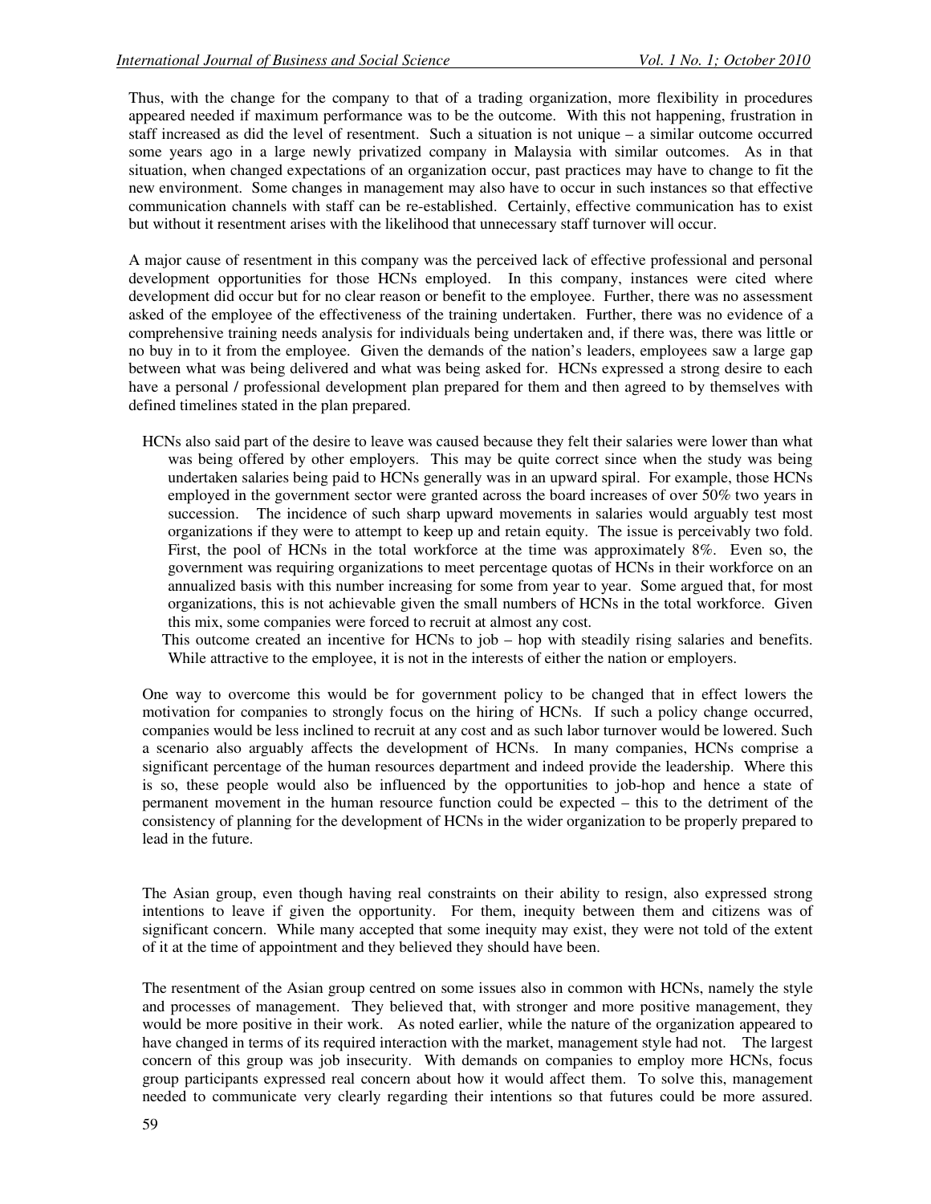Thus, with the change for the company to that of a trading organization, more flexibility in procedures appeared needed if maximum performance was to be the outcome. With this not happening, frustration in staff increased as did the level of resentment. Such a situation is not unique – a similar outcome occurred some years ago in a large newly privatized company in Malaysia with similar outcomes. As in that situation, when changed expectations of an organization occur, past practices may have to change to fit the new environment. Some changes in management may also have to occur in such instances so that effective communication channels with staff can be re-established. Certainly, effective communication has to exist but without it resentment arises with the likelihood that unnecessary staff turnover will occur.

A major cause of resentment in this company was the perceived lack of effective professional and personal development opportunities for those HCNs employed. In this company, instances were cited where development did occur but for no clear reason or benefit to the employee. Further, there was no assessment asked of the employee of the effectiveness of the training undertaken. Further, there was no evidence of a comprehensive training needs analysis for individuals being undertaken and, if there was, there was little or no buy in to it from the employee. Given the demands of the nation's leaders, employees saw a large gap between what was being delivered and what was being asked for. HCNs expressed a strong desire to each have a personal / professional development plan prepared for them and then agreed to by themselves with defined timelines stated in the plan prepared.

HCNs also said part of the desire to leave was caused because they felt their salaries were lower than what was being offered by other employers. This may be quite correct since when the study was being undertaken salaries being paid to HCNs generally was in an upward spiral. For example, those HCNs employed in the government sector were granted across the board increases of over 50% two years in succession. The incidence of such sharp upward movements in salaries would arguably test most organizations if they were to attempt to keep up and retain equity. The issue is perceivably two fold. First, the pool of HCNs in the total workforce at the time was approximately 8%. Even so, the government was requiring organizations to meet percentage quotas of HCNs in their workforce on an annualized basis with this number increasing for some from year to year. Some argued that, for most organizations, this is not achievable given the small numbers of HCNs in the total workforce. Given this mix, some companies were forced to recruit at almost any cost.

This outcome created an incentive for HCNs to job – hop with steadily rising salaries and benefits. While attractive to the employee, it is not in the interests of either the nation or employers.

One way to overcome this would be for government policy to be changed that in effect lowers the motivation for companies to strongly focus on the hiring of HCNs. If such a policy change occurred, companies would be less inclined to recruit at any cost and as such labor turnover would be lowered. Such a scenario also arguably affects the development of HCNs. In many companies, HCNs comprise a significant percentage of the human resources department and indeed provide the leadership. Where this is so, these people would also be influenced by the opportunities to job-hop and hence a state of permanent movement in the human resource function could be expected – this to the detriment of the consistency of planning for the development of HCNs in the wider organization to be properly prepared to lead in the future.

The Asian group, even though having real constraints on their ability to resign, also expressed strong intentions to leave if given the opportunity. For them, inequity between them and citizens was of significant concern. While many accepted that some inequity may exist, they were not told of the extent of it at the time of appointment and they believed they should have been.

The resentment of the Asian group centred on some issues also in common with HCNs, namely the style and processes of management. They believed that, with stronger and more positive management, they would be more positive in their work. As noted earlier, while the nature of the organization appeared to have changed in terms of its required interaction with the market, management style had not. The largest concern of this group was job insecurity. With demands on companies to employ more HCNs, focus group participants expressed real concern about how it would affect them. To solve this, management needed to communicate very clearly regarding their intentions so that futures could be more assured.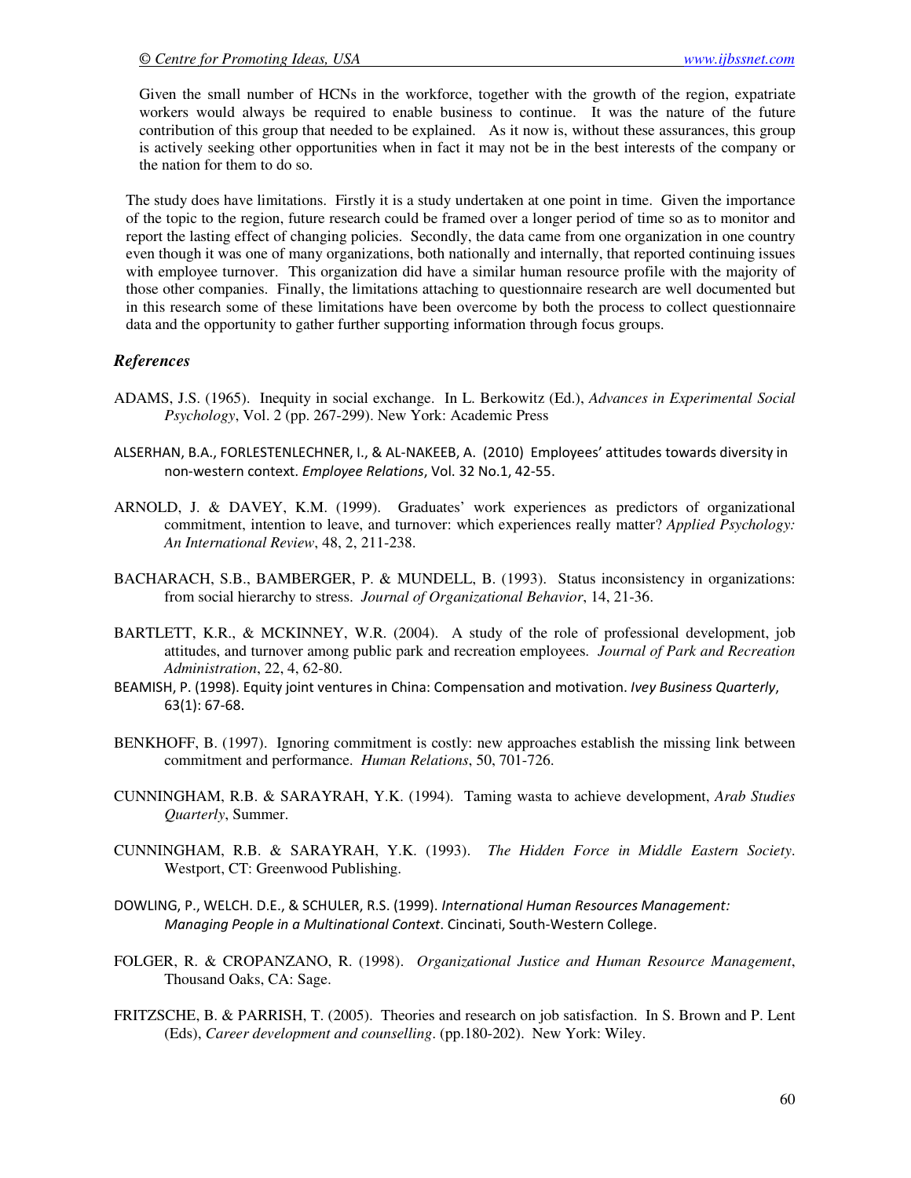Given the small number of HCNs in the workforce, together with the growth of the region, expatriate workers would always be required to enable business to continue. It was the nature of the future contribution of this group that needed to be explained. As it now is, without these assurances, this group is actively seeking other opportunities when in fact it may not be in the best interests of the company or the nation for them to do so.

The study does have limitations. Firstly it is a study undertaken at one point in time. Given the importance of the topic to the region, future research could be framed over a longer period of time so as to monitor and report the lasting effect of changing policies. Secondly, the data came from one organization in one country even though it was one of many organizations, both nationally and internally, that reported continuing issues with employee turnover. This organization did have a similar human resource profile with the majority of those other companies. Finally, the limitations attaching to questionnaire research are well documented but in this research some of these limitations have been overcome by both the process to collect questionnaire data and the opportunity to gather further supporting information through focus groups.

### *References*

ADAMS, J.S. (1965). Inequity in social exchange. In L. Berkowitz (Ed.), *Advances in Experimental Social Psychology*, Vol. 2 (pp. 267-299). New York: Academic Press

ALSERHAN, B.A., FORLESTENLECHNER, I., & AL-NAKEEB, A. (2010) Employees' attitudes towards diversity in non-western context. *Employee Relations*, Vol. 32 No.1, 42-55.

ARNOLD, J. & DAVEY, K.M. (1999). Graduates' work experiences as predictors of organizational commitment, intention to leave, and turnover: which experiences really matter? *Applied Psychology: An International Review*, 48, 2, 211-238.

BACHARACH, S.B., BAMBERGER, P. & MUNDELL, B. (1993). Status inconsistency in organizations: from social hierarchy to stress. *Journal of Organizational Behavior*, 14, 21-36.

BARTLETT, K.R., & MCKINNEY, W.R. (2004). A study of the role of professional development, job attitudes, and turnover among public park and recreation employees. *Journal of Park and Recreation Administration*, 22, 4, 62-80.

BEAMISH, P. (1998). Equity joint ventures in China: Compensation and motivation. *Ivey Business Quarterly*, 63(1): 67-68.

BENKHOFF, B. (1997). Ignoring commitment is costly: new approaches establish the missing link between commitment and performance. *Human Relations*, 50, 701-726.

CUNNINGHAM, R.B. & SARAYRAH, Y.K. (1994). Taming wasta to achieve development, *Arab Studies Quarterly*, Summer.

CUNNINGHAM, R.B. & SARAYRAH, Y.K. (1993). *The Hidden Force in Middle Eastern Society*. Westport, CT: Greenwood Publishing.

DOWLING, P., WELCH. D.E., & SCHULER, R.S. (1999). *International Human Resources Management: Managing People in a Multinational Context*. Cincinati, South-Western College.

FOLGER, R. & CROPANZANO, R. (1998). *Organizational Justice and Human Resource Management*, Thousand Oaks, CA: Sage.

FRITZSCHE, B. & PARRISH, T. (2005). Theories and research on job satisfaction. In S. Brown and P. Lent (Eds), *Career development and counselling*. (pp.180-202). New York: Wiley.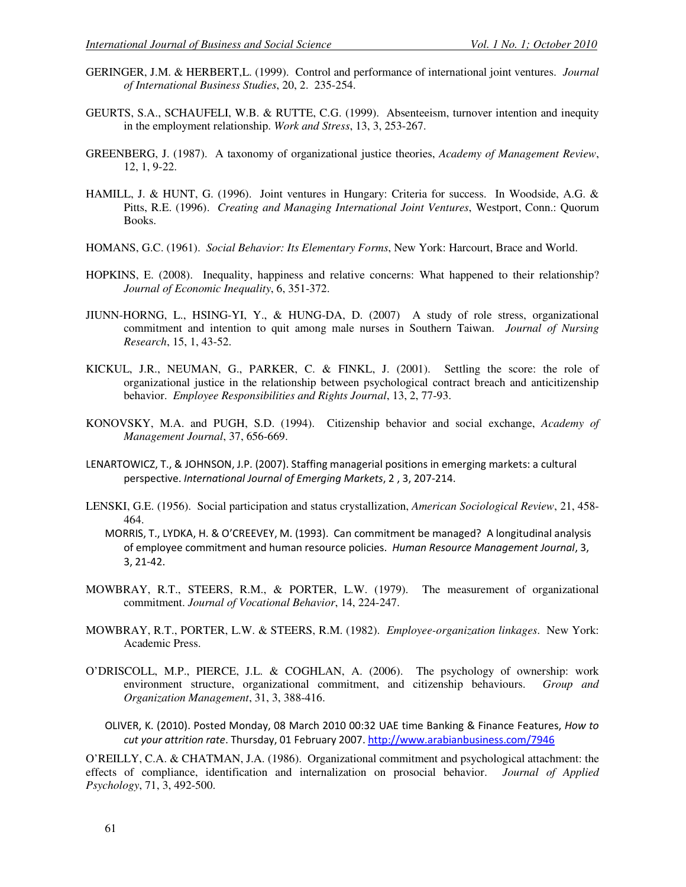GERINGER, J.M. & HERBERT,L. (1999). Control and performance of international joint ventures. *Journal of International Business Studies*, 20, 2. 235-254.

GEURTS, S.A., SCHAUFELI, W.B. & RUTTE, C.G. (1999). Absenteeism, turnover intention and inequity in the employment relationship. *Work and Stress*, 13, 3, 253-267.

GREENBERG, J. (1987). A taxonomy of organizational justice theories, *Academy of Management Review*, 12, 1, 9-22.

HAMILL, J. & HUNT, G. (1996). Joint ventures in Hungary: Criteria for success. In Woodside, A.G. & Pitts, R.E. (1996). *Creating and Managing International Joint Ventures*, Westport, Conn.: Quorum Books.

HOMANS, G.C. (1961). *Social Behavior: Its Elementary Forms*, New York: Harcourt, Brace and World.

HOPKINS, E. (2008). Inequality, happiness and relative concerns: What happened to their relationship? *Journal of Economic Inequality*, 6, 351-372.

JIUNN-HORNG, L., HSING-YI, Y., & HUNG-DA, D. (2007) A study of role stress, organizational commitment and intention to quit among male nurses in Southern Taiwan. *Journal of Nursing Research*, 15, 1, 43-52.

KICKUL, J.R., NEUMAN, G., PARKER, C. & FINKL, J. (2001). Settling the score: the role of organizational justice in the relationship between psychological contract breach and anticitizenship behavior. *Employee Responsibilities and Rights Journal*, 13, 2, 77-93.

KONOVSKY, M.A. and PUGH, S.D. (1994). Citizenship behavior and social exchange, *Academy of Management Journal*, 37, 656-669.

LENARTOWICZ, T., & JOHNSON, J.P. (2007). Staffing managerial positions in emerging markets: a cultural perspective. *International Journal of Emerging Markets*, 2 , 3, 207-214.

LENSKI, G.E. (1956). Social participation and status crystallization, *American Sociological Review*, 21, 458-464.

MORRIS, T., LYDKA, H. & O'CREEVEY, M. (1993). Can commitment be managed? A longitudinal analysis of employee commitment and human resource policies. *Human Resource Management Journal*, 3, 3, 21-42.

MOWBRAY, R.T., STEERS, R.M., & PORTER, L.W. (1979). The measurement of organizational commitment. *Journal of Vocational Behavior*, 14, 224-247.

MOWBRAY, R.T., PORTER, L.W. & STEERS, R.M. (1982). *Employee-organization linkages*. New York: Academic Press.

O'DRISCOLL, M.P., PIERCE, J.L. & COGHLAN, A. (2006). The psychology of ownership: work environment structure, organizational commitment, and citizenship behaviours. *Group and Organization Management*, 31, 3, 388-416.

OLIVER, K. (2010). Posted Monday, 08 March 2010 00:32 UAE time Banking & Finance Features, *How to cut your attrition rate*. Thursday, 01 February 2007. http://www.arabianbusiness.com/7946

O'REILLY, C.A. & CHATMAN, J.A. (1986). Organizational commitment and psychological attachment: the effects of compliance, identification and internalization on prosocial behavior. *Journal of Applied Psychology*, 71, 3, 492-500.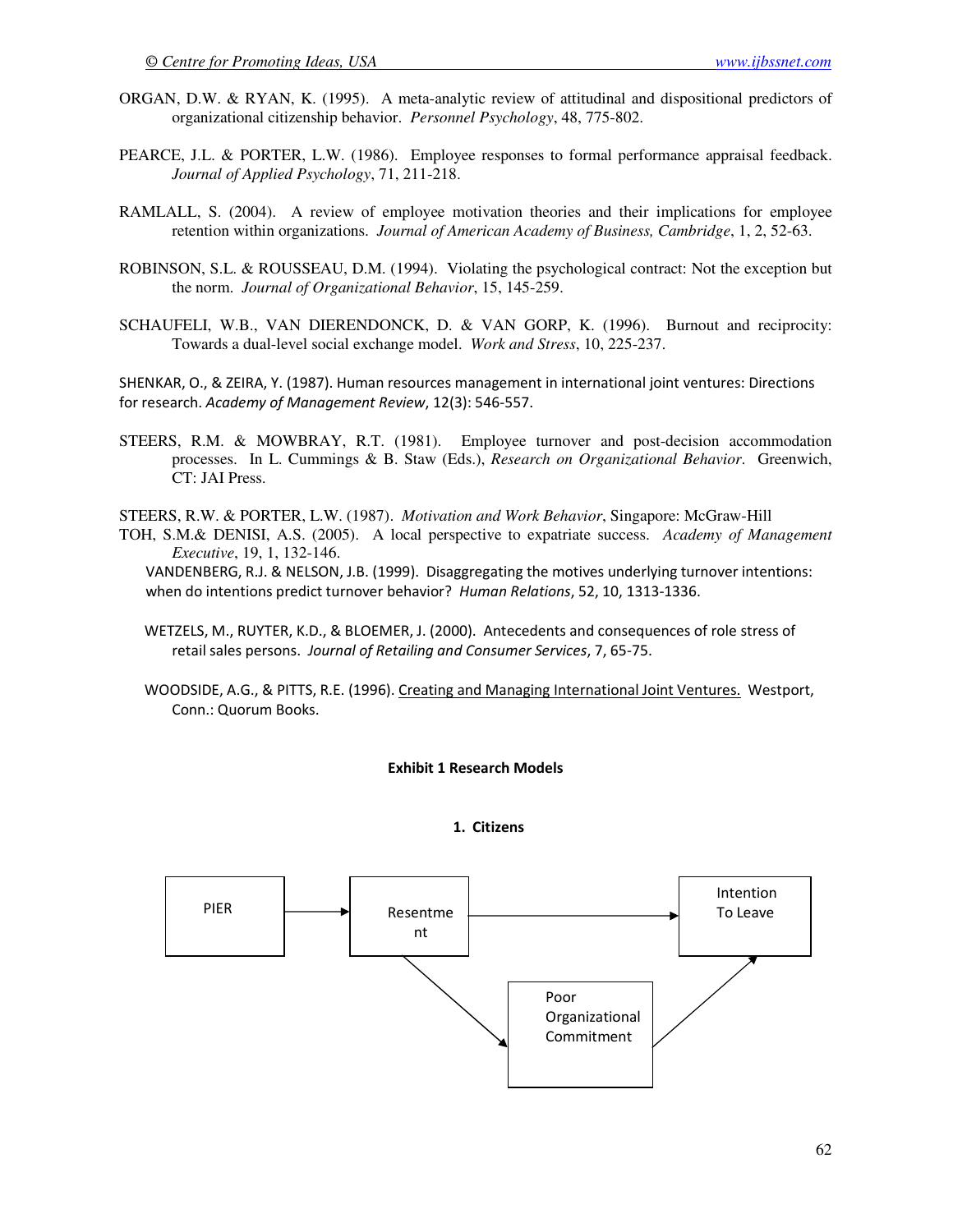ORGAN, D.W. & RYAN, K. (1995). A meta-analytic review of attitudinal and dispositional predictors of organizational citizenship behavior. *Personnel Psychology*, 48, 775-802.

PEARCE, J.L. & PORTER, L.W. (1986). Employee responses to formal performance appraisal feedback. *Journal of Applied Psychology*, 71, 211-218.

RAMLALL, S. (2004). A review of employee motivation theories and their implications for employee retention within organizations. *Journal of American Academy of Business, Cambridge*, 1, 2, 52-63.

ROBINSON, S.L. & ROUSSEAU, D.M. (1994). Violating the psychological contract: Not the exception but the norm. *Journal of Organizational Behavior*, 15, 145-259.

SCHAUFELI, W.B., VAN DIERENDONCK, D. & VAN GORP, K. (1996). Burnout and reciprocity: Towards a dual-level social exchange model. *Work and Stress*, 10, 225-237.

SHENKAR, O., & ZEIRA, Y. (1987). Human resources management in international joint ventures: Directions for research. *Academy of Management Review*, 12(3): 546-557.

STEERS, R.M. & MOWBRAY, R.T. (1981). Employee turnover and post-decision accommodation processes. In L. Cummings & B. Staw (Eds.), *Research on Organizational Behavior*. Greenwich, CT: JAI Press.

STEERS, R.W. & PORTER, L.W. (1987). *Motivation and Work Behavior*, Singapore: McGraw-Hill

TOH, S.M.& DENISI, A.S. (2005). A local perspective to expatriate success. *Academy of Management Executive*, 19, 1, 132-146.

VANDENBERG, R.J. & NELSON, J.B. (1999). Disaggregating the motives underlying turnover intentions: when do intentions predict turnover behavior? *Human Relations*, 52, 10, 1313-1336.

WETZELS, M., RUYTER, K.D., & BLOEMER, J. (2000). Antecedents and consequences of role stress of retail sales persons. *Journal of Retailing and Consumer Services*, 7, 65-75.

WOODSIDE, A.G., & PITTS, R.E. (1996). Creating and Managing International Joint Ventures. Westport, Conn.: Quorum Books.

**Exhibit 1 Research Models**

**1. Citizens**

PIER → Resentment → Intention To Leave

Resentment → Poor Organizational Commitment → Intention To Leave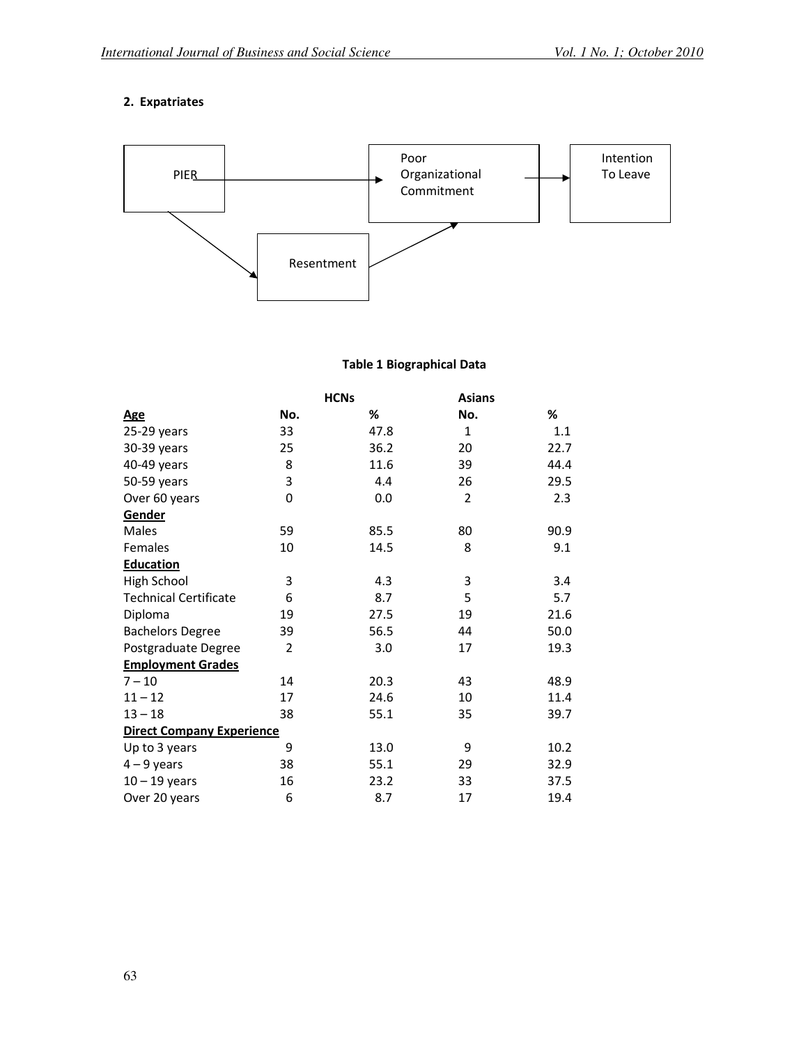**2. Expatriates**

PIER → Poor Organizational Commitment → Intention To Leave

PIER → Resentment → Poor Organizational Commitment

**Table 1 Biographical Data**

| | HCNs | | Asians | |
|---|---|---|---|---|
| **Age** | No. | % | No. | % |
| 25-29 years | 33 | 47.8 | 1 | 1.1 |
| 30-39 years | 25 | 36.2 | 20 | 22.7 |
| 40-49 years | 8 | 11.6 | 39 | 44.4 |
| 50-59 years | 3 | 4.4 | 26 | 29.5 |
| Over 60 years | 0 | 0.0 | 2 | 2.3 |
| **Gender** | | | | |
| Males | 59 | 85.5 | 80 | 90.9 |
| Females | 10 | 14.5 | 8 | 9.1 |
| **Education** | | | | |
| High School | 3 | 4.3 | 3 | 3.4 |
| Technical Certificate | 6 | 8.7 | 5 | 5.7 |
| Diploma | 19 | 27.5 | 19 | 21.6 |
| Bachelors Degree | 39 | 56.5 | 44 | 50.0 |
| Postgraduate Degree | 2 | 3.0 | 17 | 19.3 |
| **Employment Grades** | | | | |
| 7 – 10 | 14 | 20.3 | 43 | 48.9 |
| 11 – 12 | 17 | 24.6 | 10 | 11.4 |
| 13 – 18 | 38 | 55.1 | 35 | 39.7 |
| **Direct Company Experience** | | | | |
| Up to 3 years | 9 | 13.0 | 9 | 10.2 |
| 4 – 9 years | 38 | 55.1 | 29 | 32.9 |
| 10 – 19 years | 16 | 23.2 | 33 | 37.5 |
| Over 20 years | 6 | 8.7 | 17 | 19.4 |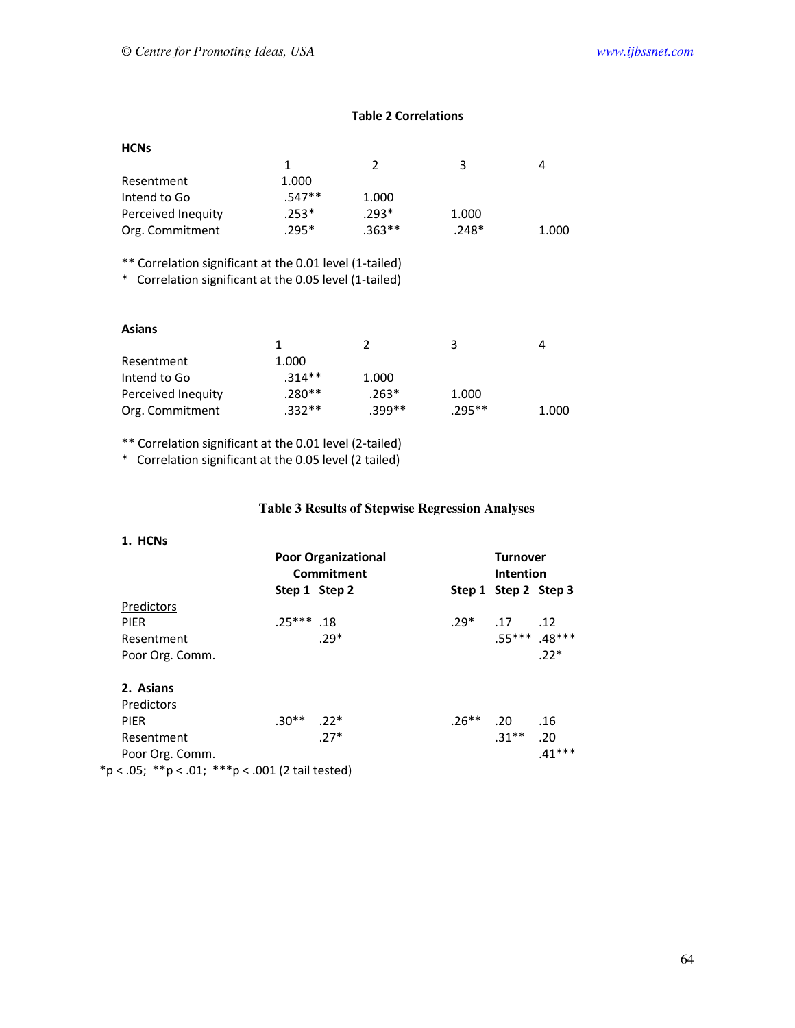**Table 2 Correlations**

**HCNs**

| | 1 | 2 | 3 | 4 |
|---|---|---|---|---|
| Resentment | 1.000 | | | |
| Intend to Go | .547** | 1.000 | | |
| Perceived Inequity | .253* | .293* | 1.000 | |
| Org. Commitment | .295* | .363** | .248* | 1.000 |

** Correlation significant at the 0.01 level (1-tailed)
* Correlation significant at the 0.05 level (1-tailed)

**Asians**

| | 1 | 2 | 3 | 4 |
|---|---|---|---|---|
| Resentment | 1.000 | | | |
| Intend to Go | .314** | 1.000 | | |
| Perceived Inequity | .280** | .263* | 1.000 | |
| Org. Commitment | .332** | .399** | .295** | 1.000 |

** Correlation significant at the 0.01 level (2-tailed)
* Correlation significant at the 0.05 level (2 tailed)

**Table 3 Results of Stepwise Regression Analyses**

| | Poor Organizational Commitment | | Turnover Intention | | |
|---|---|---|---|---|---|
| | Step 1 | Step 2 | Step 1 | Step 2 | Step 3 |
| **1. HCNs** | | | | | |
| Predictors | | | | | |
| PIER | .25*** | .18 | .29* | .17 | .12 |
| Resentment | | .29* | | .55*** | .48*** |
| Poor Org. Comm. | | | | | .22* |
| **2. Asians** | | | | | |
| Predictors | | | | | |
| PIER | .30** | .22* | .26** | .20 | .16 |
| Resentment | | .27* | | .31** | .20 |
| Poor Org. Comm. | | | | | .41*** |

*p < .05; **p < .01; ***p < .001 (2 tail tested)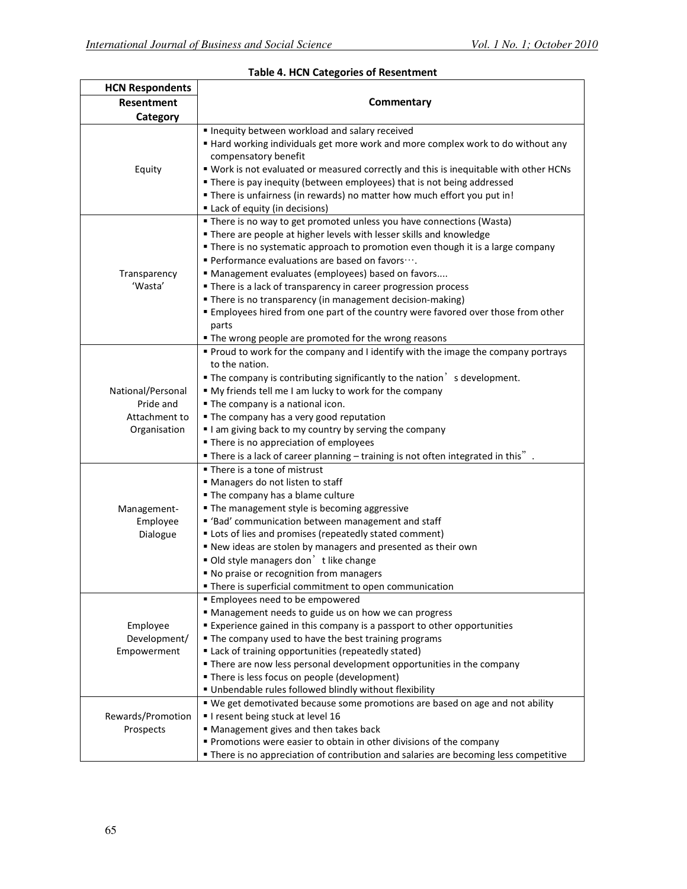**Table 4. HCN Categories of Resentment**

| HCN Respondents Resentment Category | Commentary |
|---|---|
| Equity | ▪ Inequity between workload and salary received<br>▪ Hard working individuals get more work and more complex work to do without any compensatory benefit<br>▪ Work is not evaluated or measured correctly and this is inequitable with other HCNs<br>▪ There is pay inequity (between employees) that is not being addressed<br>▪ There is unfairness (in rewards) no matter how much effort you put in!<br>▪ Lack of equity (in decisions) |
| Transparency 'Wasta' | ▪ There is no way to get promoted unless you have connections (Wasta)<br>▪ There are people at higher levels with lesser skills and knowledge<br>▪ There is no systematic approach to promotion even though it is a large company<br>▪ Performance evaluations are based on favors….<br>▪ Management evaluates (employees) based on favors....<br>▪ There is a lack of transparency in career progression process<br>▪ There is no transparency (in management decision-making)<br>▪ Employees hired from one part of the country were favored over those from other parts<br>▪ The wrong people are promoted for the wrong reasons |
| National/Personal Pride and Attachment to Organisation | ▪ Proud to work for the company and I identify with the image the company portrays to the nation.<br>▪ The company is contributing significantly to the nation's development.<br>▪ My friends tell me I am lucky to work for the company<br>▪ The company is a national icon.<br>▪ The company has a very good reputation<br>▪ I am giving back to my country by serving the company<br>▪ There is no appreciation of employees<br>▪ There is a lack of career planning – training is not often integrated in this". |
| Management-Employee Dialogue | ▪ There is a tone of mistrust<br>▪ Managers do not listen to staff<br>▪ The company has a blame culture<br>▪ The management style is becoming aggressive<br>▪ 'Bad' communication between management and staff<br>▪ Lots of lies and promises (repeatedly stated comment)<br>▪ New ideas are stolen by managers and presented as their own<br>▪ Old style managers don't like change<br>▪ No praise or recognition from managers<br>▪ There is superficial commitment to open communication |
| Employee Development/ Empowerment | ▪ Employees need to be empowered<br>▪ Management needs to guide us on how we can progress<br>▪ Experience gained in this company is a passport to other opportunities<br>▪ The company used to have the best training programs<br>▪ Lack of training opportunities (repeatedly stated)<br>▪ There are now less personal development opportunities in the company<br>▪ There is less focus on people (development)<br>▪ Unbendable rules followed blindly without flexibility |
| Rewards/Promotion Prospects | ▪ We get demotivated because some promotions are based on age and not ability<br>▪ I resent being stuck at level 16<br>▪ Management gives and then takes back<br>▪ Promotions were easier to obtain in other divisions of the company<br>▪ There is no appreciation of contribution and salaries are becoming less competitive |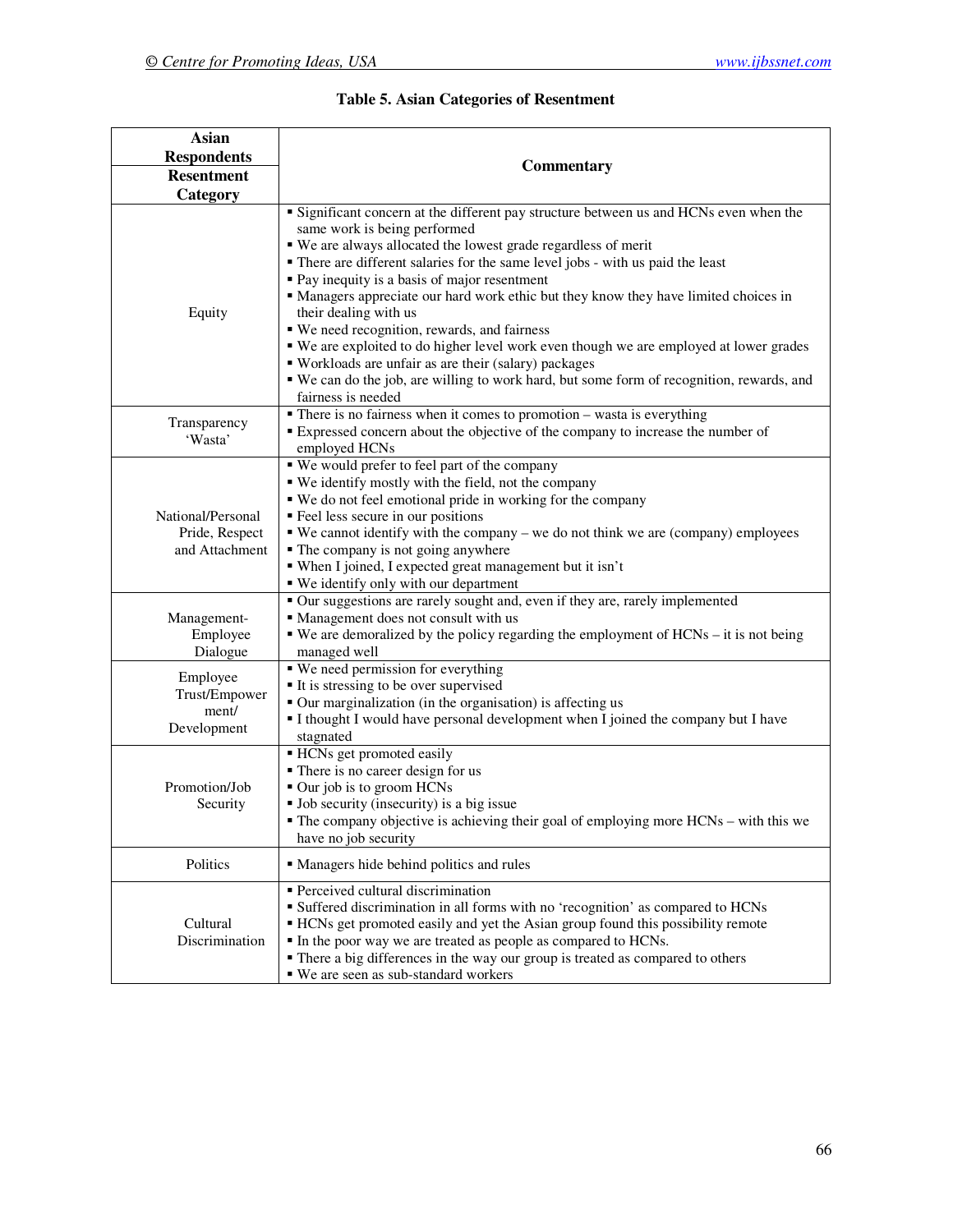**Table 5. Asian Categories of Resentment**

| Asian Respondents Resentment Category | Commentary |
|---|---|
| Equity | ▪ Significant concern at the different pay structure between us and HCNs even when the same work is being performed<br>▪ We are always allocated the lowest grade regardless of merit<br>▪ There are different salaries for the same level jobs - with us paid the least<br>▪ Pay inequity is a basis of major resentment<br>▪ Managers appreciate our hard work ethic but they know they have limited choices in their dealing with us<br>▪ We need recognition, rewards, and fairness<br>▪ We are exploited to do higher level work even though we are employed at lower grades<br>▪ Workloads are unfair as are their (salary) packages<br>▪ We can do the job, are willing to work hard, but some form of recognition, rewards, and fairness is needed |
| Transparency 'Wasta' | ▪ There is no fairness when it comes to promotion – wasta is everything<br>▪ Expressed concern about the objective of the company to increase the number of employed HCNs |
| National/Personal Pride, Respect and Attachment | ▪ We would prefer to feel part of the company<br>▪ We identify mostly with the field, not the company<br>▪ We do not feel emotional pride in working for the company<br>▪ Feel less secure in our positions<br>▪ We cannot identify with the company – we do not think we are (company) employees<br>▪ The company is not going anywhere<br>▪ When I joined, I expected great management but it isn't<br>▪ We identify only with our department |
| Management-Employee Dialogue | ▪ Our suggestions are rarely sought and, even if they are, rarely implemented<br>▪ Management does not consult with us<br>▪ We are demoralized by the policy regarding the employment of HCNs – it is not being managed well |
| Employee Trust/Empowerment/ Development | ▪ We need permission for everything<br>▪ It is stressing to be over supervised<br>▪ Our marginalization (in the organisation) is affecting us<br>▪ I thought I would have personal development when I joined the company but I have stagnated |
| Promotion/Job Security | ▪ HCNs get promoted easily<br>▪ There is no career design for us<br>▪ Our job is to groom HCNs<br>▪ Job security (insecurity) is a big issue<br>▪ The company objective is achieving their goal of employing more HCNs – with this we have no job security |
| Politics | ▪ Managers hide behind politics and rules |
| Cultural Discrimination | ▪ Perceived cultural discrimination<br>▪ Suffered discrimination in all forms with no 'recognition' as compared to HCNs<br>▪ HCNs get promoted easily and yet the Asian group found this possibility remote<br>▪ In the poor way we are treated as people as compared to HCNs.<br>▪ There a big differences in the way our group is treated as compared to others<br>▪ We are seen as sub-standard workers |